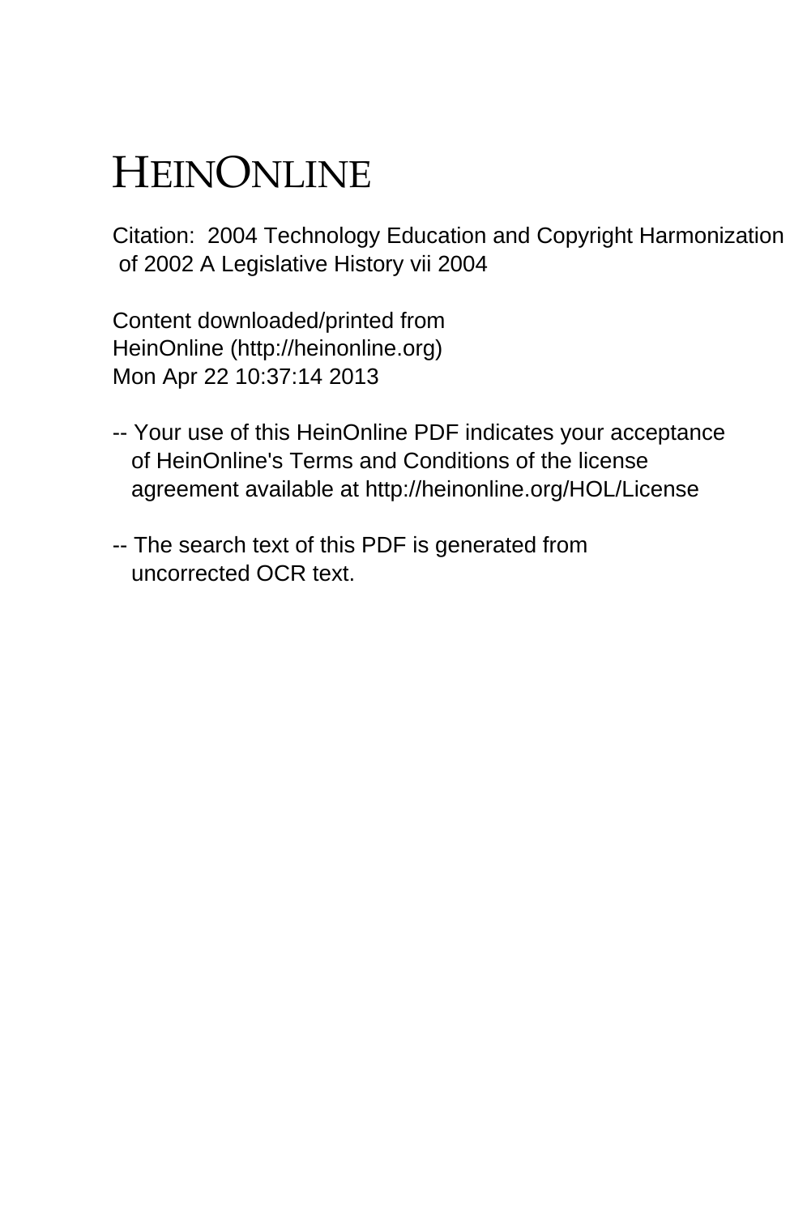# HEINONLINE

Citation: 2004 Technology Education and Copyright Harmonization of 2002 A Legislative History vii 2004

Content downloaded/printed from
HeinOnline (http://heinonline.org)
Mon Apr 22 10:37:14 2013

-- Your use of this HeinOnline PDF indicates your acceptance of HeinOnline's Terms and Conditions of the license agreement available at http://heinonline.org/HOL/License

-- The search text of this PDF is generated from uncorrected OCR text.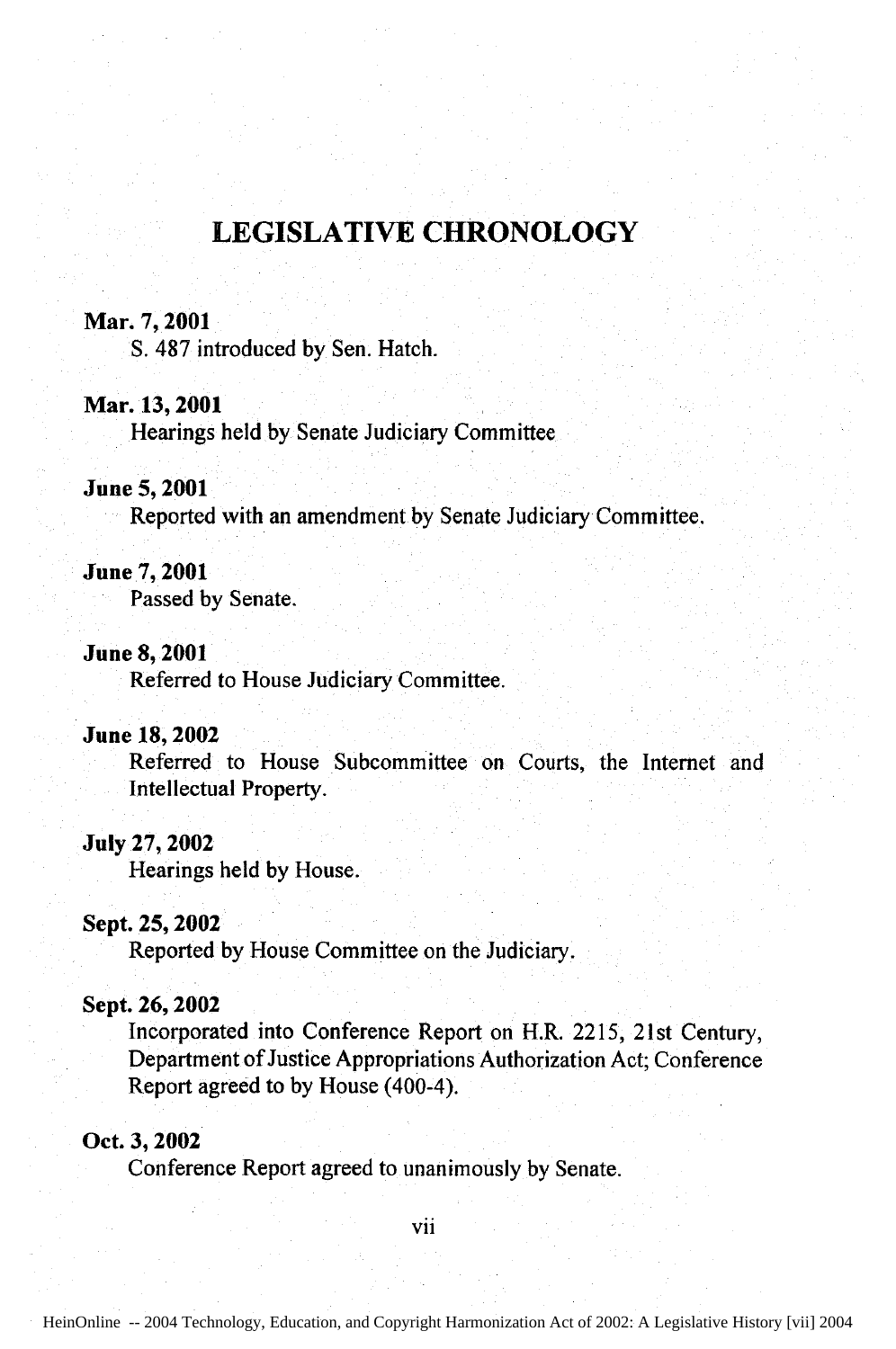# LEGISLATIVE CHRONOLOGY

**Mar. 7, 2001**
S. 487 introduced by Sen. Hatch.

**Mar. 13, 2001**
Hearings held by Senate Judiciary Committee

**June 5, 2001**
Reported with an amendment by Senate Judiciary Committee.

**June 7, 2001**
Passed by Senate.

**June 8, 2001**
Referred to House Judiciary Committee.

**June 18, 2002**
Referred to House Subcommittee on Courts, the Internet and Intellectual Property.

**July 27, 2002**
Hearings held by House.

**Sept. 25, 2002**
Reported by House Committee on the Judiciary.

**Sept. 26, 2002**
Incorporated into Conference Report on H.R. 2215, 21st Century, Department of Justice Appropriations Authorization Act; Conference Report agreed to by House (400-4).

**Oct. 3, 2002**
Conference Report agreed to unanimously by Senate.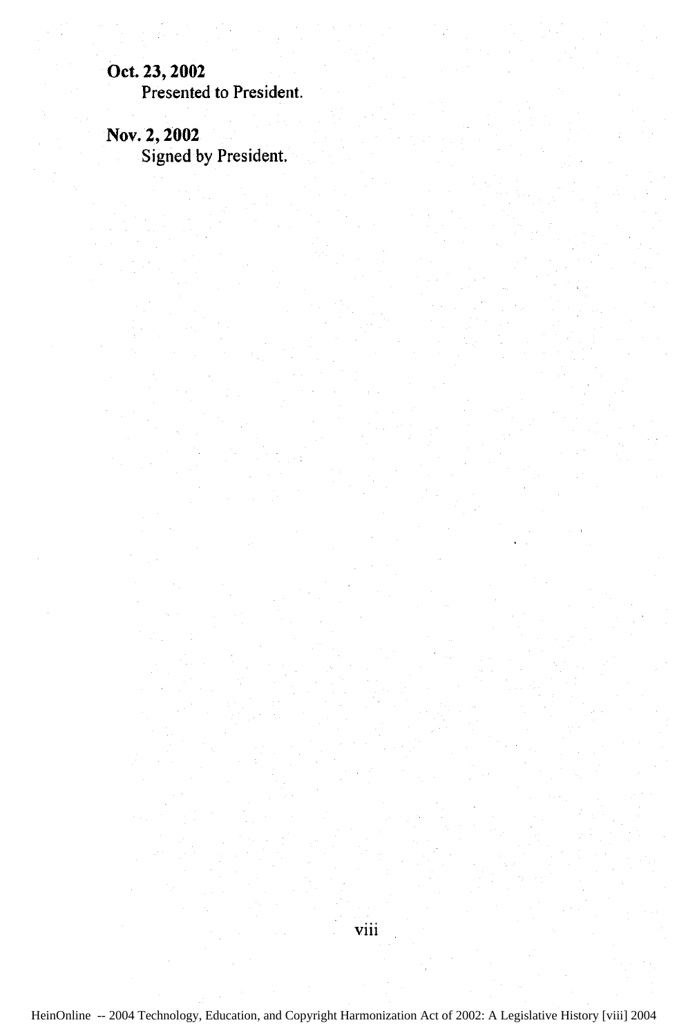**Oct. 23, 2002**
Presented to President.

**Nov. 2, 2002**
Signed by President.